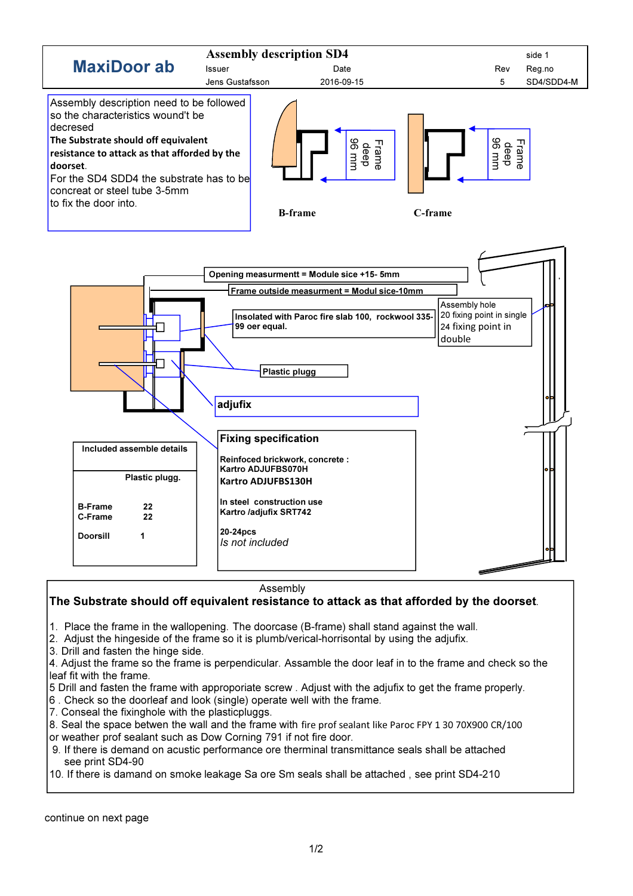| MaxiDoor ab | Assembly description SD4 | | | side 1 |
|---|---|---|---|---|
| | Issuer | Date | Rev | Reg.no |
| | Jens Gustafsson | 2016-09-15 | 5 | SD4/SDD4-M |

Assembly description need to be followed so the characteristics wound't be decresed
**The Substrate should off equivalent resistance to attack as that afforded by the doorset**.
For the SD4 SDD4 the substrate has to be concreat or steel tube 3-5mm to fix the door into.

Frame deep 96 mm

**B-frame**

Frame deep 96 mm

**C-frame**

**Opening measurmentt = Module sice +15- 5mm**

**Frame outside measurment = Modul sice-10mm**

**Insolated with Paroc fire slab 100, rockwool 335-99 oer equal.**

Assembly hole
20 fixing point in single
24 fixing point in double

**Plastic plugg**

**adjufix**

| Included assemble details | |
|---|---|
| **Plastic plugg.** | |
| **B-Frame** | **22** |
| **C-Frame** | **22** |
| **Doorsill** | **1** |

**Fixing specification**

**Reinfoced brickwork, concrete :**
**Kartro ADJUFBS070H**
**Kartro ADJUFBS130H**

**In steel construction use**
**Kartro /adjufix SRT742**

**20-24pcs**
*Is not included*

Assembly

**The Substrate should off equivalent resistance to attack as that afforded by the doorset**.

1. Place the frame in the wallopening. The doorcase (B-frame) shall stand against the wall.
2. Adjust the hingeside of the frame so it is plumb/verical-horrisontal by using the adjufix.
3. Drill and fasten the hinge side.
4. Adjust the frame so the frame is perpendicular. Assamble the door leaf in to the frame and check so the leaf fit with the frame.
5 Drill and fasten the frame with approporiate screw . Adjust with the adjufix to get the frame properly.
6 . Check so the doorleaf and look (single) operate well with the frame.
7. Conseal the fixinghole with the plasticpluggs.
8. Seal the space betwen the wall and the frame with fire prof sealant like Paroc FPY 1 30 70X900 CR/100 or weather prof sealant such as Dow Corning 791 if not fire door.
9. If there is demand on acustic performance ore therminal transmittance seals shall be attached see print SD4-90
10. If there is damand on smoke leakage Sa ore Sm seals shall be attached , see print SD4-210

continue on next page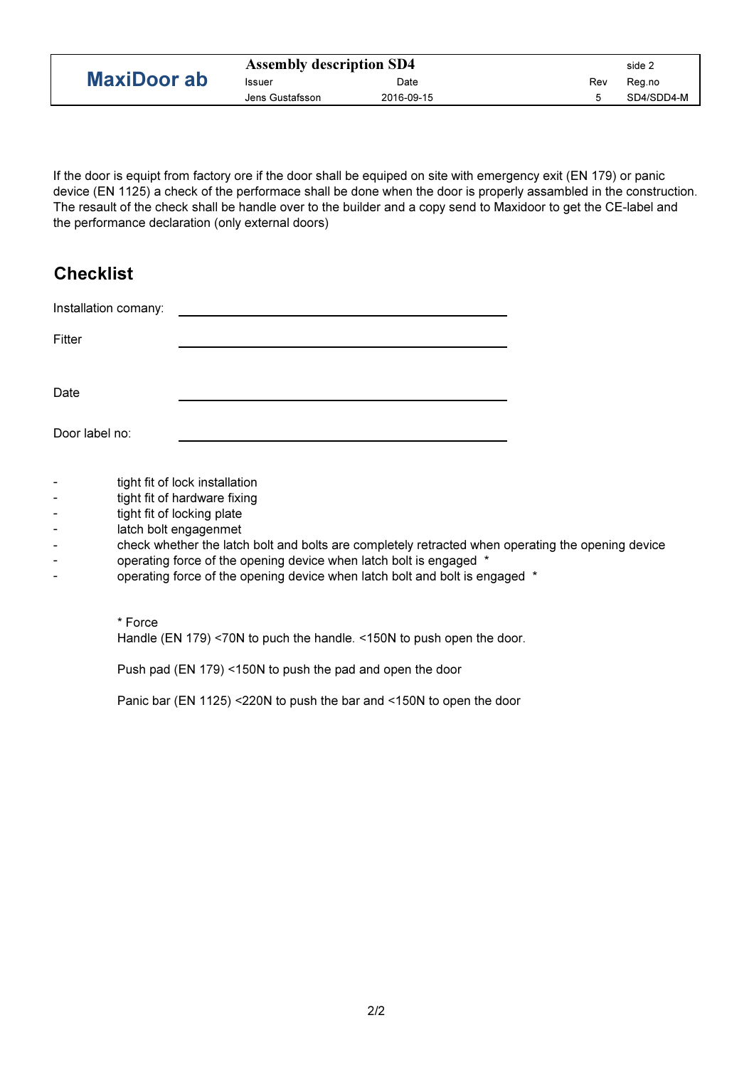If the door is equipt from factory ore if the door shall be equiped on site with emergency exit (EN 179) or panic device (EN 1125) a check of the performace shall be done when the door is properly assambled in the construction. The resault of the check shall be handle over to the builder and a copy send to Maxidoor to get the CE-label and the performance declaration (only external doors)

## Checklist

Installation comany: ______________________________

Fitter ______________________________

Date ______________________________

Door label no: ______________________________

- tight fit of lock installation
- tight fit of hardware fixing
- tight fit of locking plate
- latch bolt engagenmet
- check whether the latch bolt and bolts are completely retracted when operating the opening device
- operating force of the opening device when latch bolt is engaged *
- operating force of the opening device when latch bolt and bolt is engaged *

\* Force
Handle (EN 179) <70N to puch the handle. <150N to push open the door.

Push pad (EN 179) <150N to push the pad and open the door

Panic bar (EN 1125) <220N to push the bar and <150N to open the door